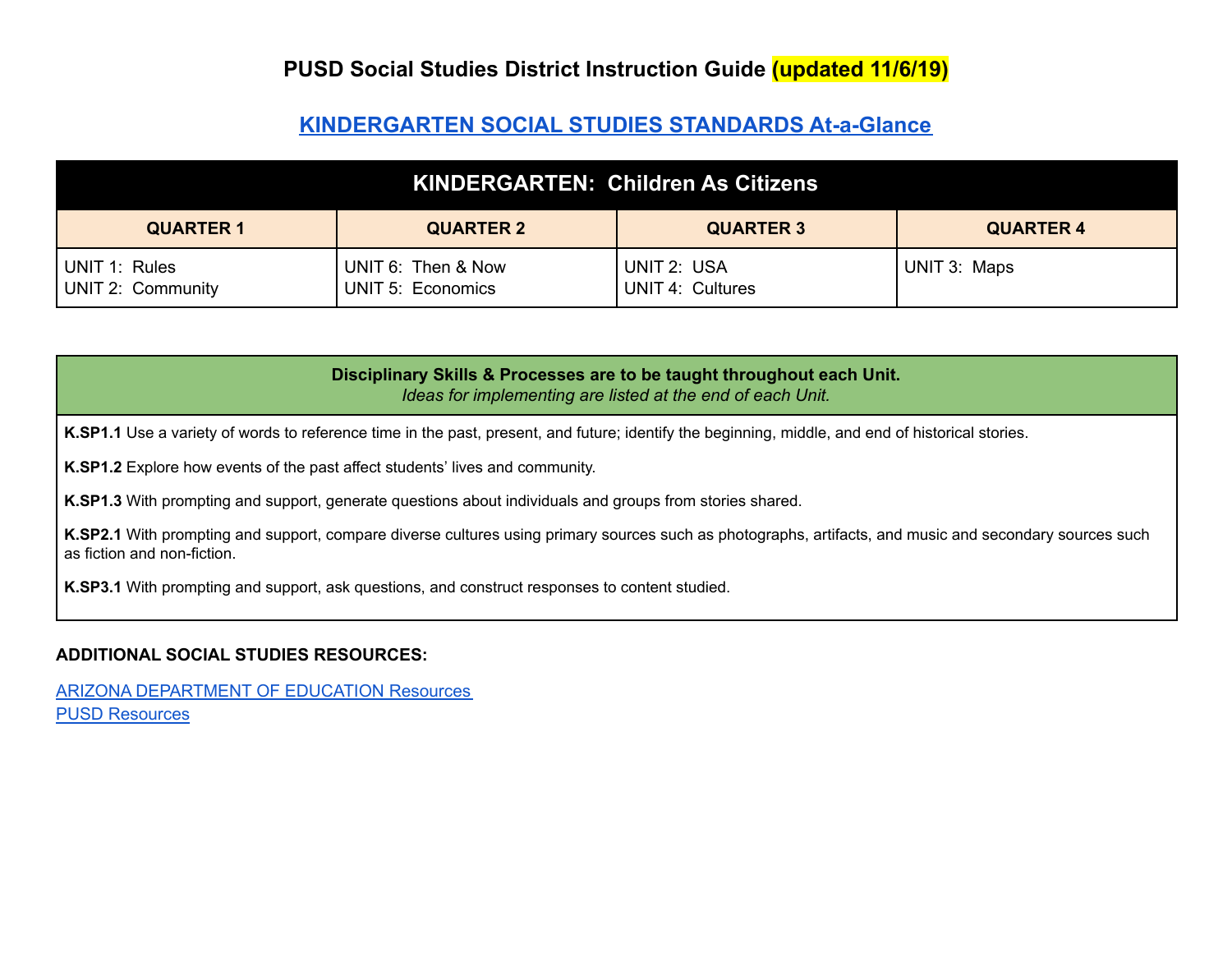# PUSD Social Studies District Instruction Guide (updated 11/6/19)

## KINDERGARTEN SOCIAL STUDIES STANDARDS At-a-Glance

| KINDERGARTEN: Children As Citizens | | | |
|---|---|---|---|
| **QUARTER 1** | **QUARTER 2** | **QUARTER 3** | **QUARTER 4** |
| UNIT 1: Rules<br>UNIT 2: Community | UNIT 6: Then & Now<br>UNIT 5: Economics | UNIT 2: USA<br>UNIT 4: Cultures | UNIT 3: Maps |

**Disciplinary Skills & Processes are to be taught throughout each Unit.**
*Ideas for implementing are listed at the end of each Unit.*

**K.SP1.1** Use a variety of words to reference time in the past, present, and future; identify the beginning, middle, and end of historical stories.

**K.SP1.2** Explore how events of the past affect students' lives and community.

**K.SP1.3** With prompting and support, generate questions about individuals and groups from stories shared.

**K.SP2.1** With prompting and support, compare diverse cultures using primary sources such as photographs, artifacts, and music and secondary sources such as fiction and non-fiction.

**K.SP3.1** With prompting and support, ask questions, and construct responses to content studied.

**ADDITIONAL SOCIAL STUDIES RESOURCES:**

ARIZONA DEPARTMENT OF EDUCATION Resources
PUSD Resources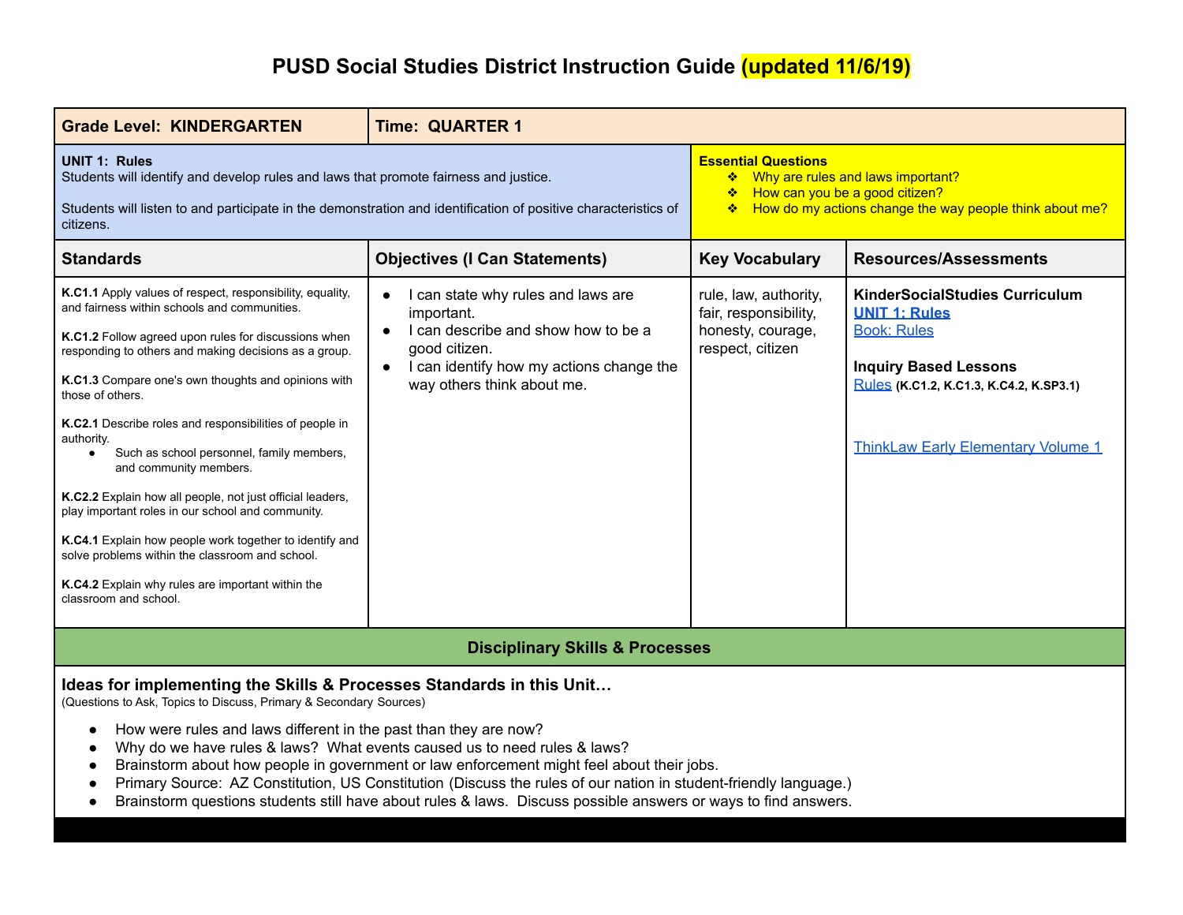# PUSD Social Studies District Instruction Guide (updated 11/6/19)

| **Grade Level: KINDERGARTEN** | **Time: QUARTER 1** | | |
|---|---|---|---|
| **UNIT 1: Rules**<br>Students will identify and develop rules and laws that promote fairness and justice.<br><br>Students will listen to and participate in the demonstration and identification of positive characteristics of citizens. | | **Essential Questions**<br>❖ Why are rules and laws important?<br>❖ How can you be a good citizen?<br>❖ How do my actions change the way people think about me? | |
| **Standards** | **Objectives (I Can Statements)** | **Key Vocabulary** | **Resources/Assessments** |
| **K.C1.1** Apply values of respect, responsibility, equality, and fairness within schools and communities.<br><br>**K.C1.2** Follow agreed upon rules for discussions when responding to others and making decisions as a group.<br><br>**K.C1.3** Compare one's own thoughts and opinions with those of others.<br><br>**K.C2.1** Describe roles and responsibilities of people in authority.<br>● Such as school personnel, family members, and community members.<br><br>**K.C2.2** Explain how all people, not just official leaders, play important roles in our school and community.<br><br>**K.C4.1** Explain how people work together to identify and solve problems within the classroom and school.<br><br>**K.C4.2** Explain why rules are important within the classroom and school. | ● I can state why rules and laws are important.<br>● I can describe and show how to be a good citizen.<br>● I can identify how my actions change the way others think about me. | rule, law, authority, fair, responsibility, honesty, courage, respect, citizen | **KinderSocialStudies Curriculum**<br>**UNIT 1: Rules**<br>Book: Rules<br><br>**Inquiry Based Lessons**<br>Rules **(K.C1.2, K.C1.3, K.C4.2, K.SP3.1)**<br><br>ThinkLaw Early Elementary Volume 1 |

## Disciplinary Skills & Processes

**Ideas for implementing the Skills & Processes Standards in this Unit…**
(Questions to Ask, Topics to Discuss, Primary & Secondary Sources)

- How were rules and laws different in the past than they are now?
- Why do we have rules & laws? What events caused us to need rules & laws?
- Brainstorm about how people in government or law enforcement might feel about their jobs.
- Primary Source: AZ Constitution, US Constitution (Discuss the rules of our nation in student-friendly language.)
- Brainstorm questions students still have about rules & laws. Discuss possible answers or ways to find answers.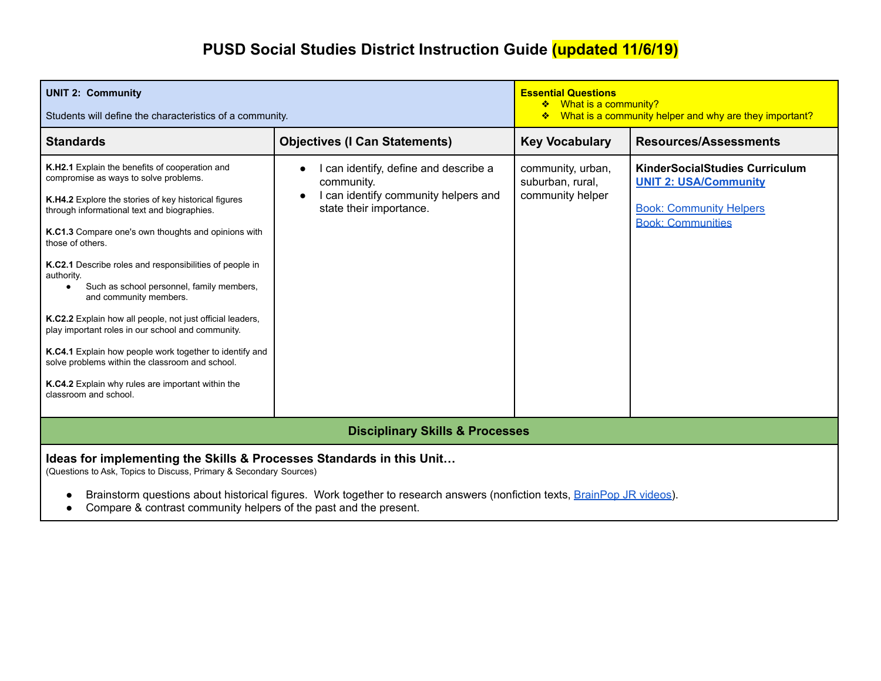# PUSD Social Studies District Instruction Guide (updated 11/6/19)

| **UNIT 2: Community**<br><br>Students will define the characteristics of a community. | | **Essential Questions**<br>❖ What is a community?<br>❖ What is a community helper and why are they important? | |
|---|---|---|---|
| **Standards** | **Objectives (I Can Statements)** | **Key Vocabulary** | **Resources/Assessments** |
| **K.H2.1** Explain the benefits of cooperation and compromise as ways to solve problems.<br><br>**K.H4.2** Explore the stories of key historical figures through informational text and biographies.<br><br>**K.C1.3** Compare one's own thoughts and opinions with those of others.<br><br>**K.C2.1** Describe roles and responsibilities of people in authority.<br>• Such as school personnel, family members, and community members.<br><br>**K.C2.2** Explain how all people, not just official leaders, play important roles in our school and community.<br><br>**K.C4.1** Explain how people work together to identify and solve problems within the classroom and school.<br><br>**K.C4.2** Explain why rules are important within the classroom and school. | • I can identify, define and describe a community.<br>• I can identify community helpers and state their importance. | community, urban, suburban, rural, community helper | **KinderSocialStudies Curriculum**<br>**UNIT 2: USA/Community**<br><br>Book: Community Helpers<br>Book: Communities |

## Disciplinary Skills & Processes

### Ideas for implementing the Skills & Processes Standards in this Unit…

(Questions to Ask, Topics to Discuss, Primary & Secondary Sources)

- Brainstorm questions about historical figures. Work together to research answers (nonfiction texts, BrainPop JR videos).
- Compare & contrast community helpers of the past and the present.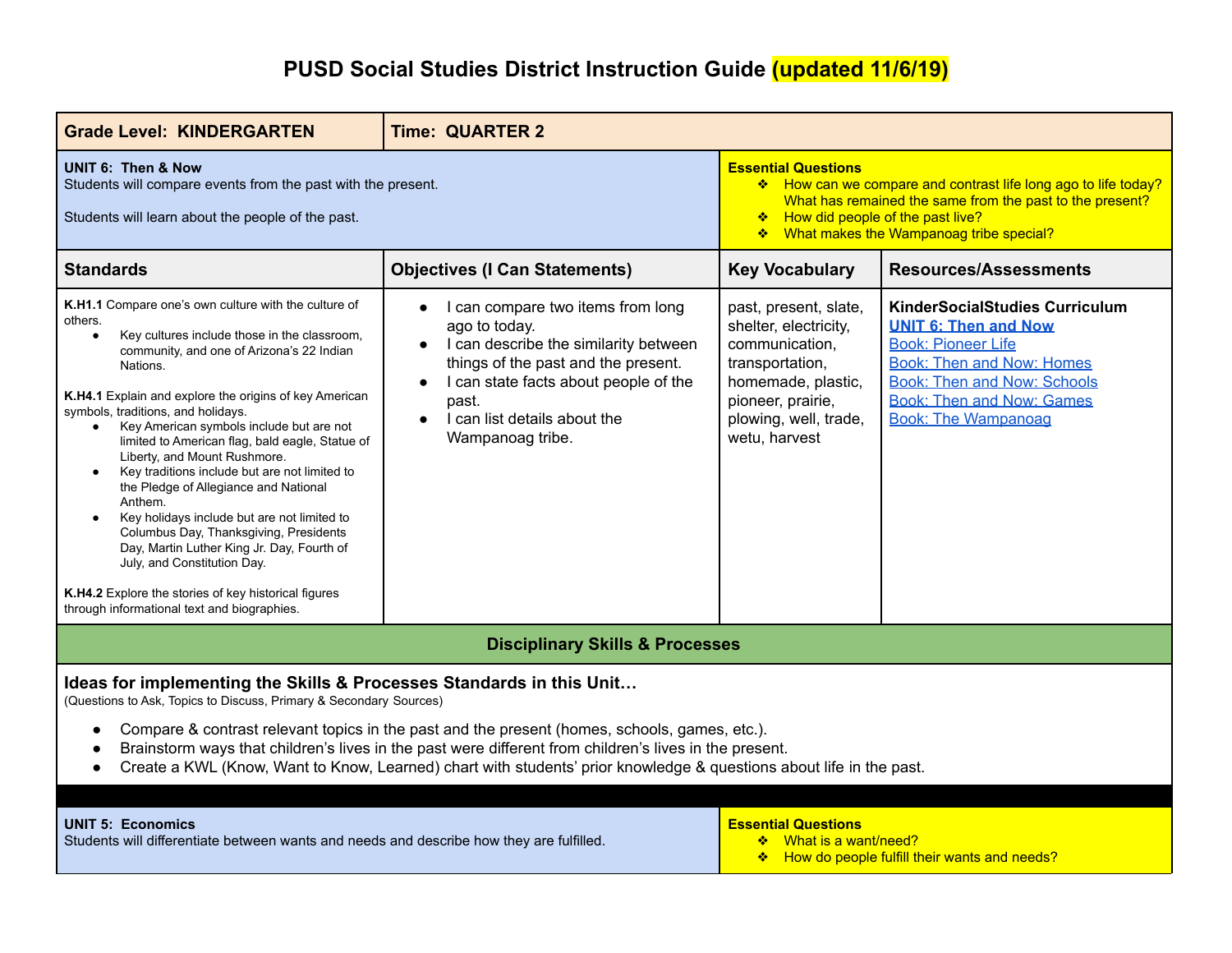# PUSD Social Studies District Instruction Guide (updated 11/6/19)

| Grade Level: KINDERGARTEN | Time: QUARTER 2 | | |
|---|---|---|---|
| **UNIT 6: Then & Now**<br>Students will compare events from the past with the present.<br><br>Students will learn about the people of the past. | | **Essential Questions**<br>❖ How can we compare and contrast life long ago to life today? What has remained the same from the past to the present?<br>❖ How did people of the past live?<br>❖ What makes the Wampanoag tribe special? | |
| **Standards** | **Objectives (I Can Statements)** | **Key Vocabulary** | **Resources/Assessments** |
| **K.H1.1** Compare one's own culture with the culture of others.<br>● Key cultures include those in the classroom, community, and one of Arizona's 22 Indian Nations.<br><br>**K.H4.1** Explain and explore the origins of key American symbols, traditions, and holidays.<br>● Key American symbols include but are not limited to American flag, bald eagle, Statue of Liberty, and Mount Rushmore.<br>● Key traditions include but are not limited to the Pledge of Allegiance and National Anthem.<br>● Key holidays include but are not limited to Columbus Day, Thanksgiving, Presidents Day, Martin Luther King Jr. Day, Fourth of July, and Constitution Day.<br><br>**K.H4.2** Explore the stories of key historical figures through informational text and biographies. | ● I can compare two items from long ago to today.<br>● I can describe the similarity between things of the past and the present.<br>● I can state facts about people of the past.<br>● I can list details about the Wampanoag tribe. | past, present, slate, shelter, electricity, communication, transportation, homemade, plastic, pioneer, prairie, plowing, well, trade, wetu, harvest | **KinderSocialStudies Curriculum**<br>**UNIT 6: Then and Now**<br>Book: Pioneer Life<br>Book: Then and Now: Homes<br>Book: Then and Now: Schools<br>Book: Then and Now: Games<br>Book: The Wampanoag |

## Disciplinary Skills & Processes

**Ideas for implementing the Skills & Processes Standards in this Unit…**
(Questions to Ask, Topics to Discuss, Primary & Secondary Sources)

- Compare & contrast relevant topics in the past and the present (homes, schools, games, etc.).
- Brainstorm ways that children's lives in the past were different from children's lives in the present.
- Create a KWL (Know, Want to Know, Learned) chart with students' prior knowledge & questions about life in the past.

| **UNIT 5: Economics**<br>Students will differentiate between wants and needs and describe how they are fulfilled. | **Essential Questions**<br>❖ What is a want/need?<br>❖ How do people fulfill their wants and needs? |
|---|---|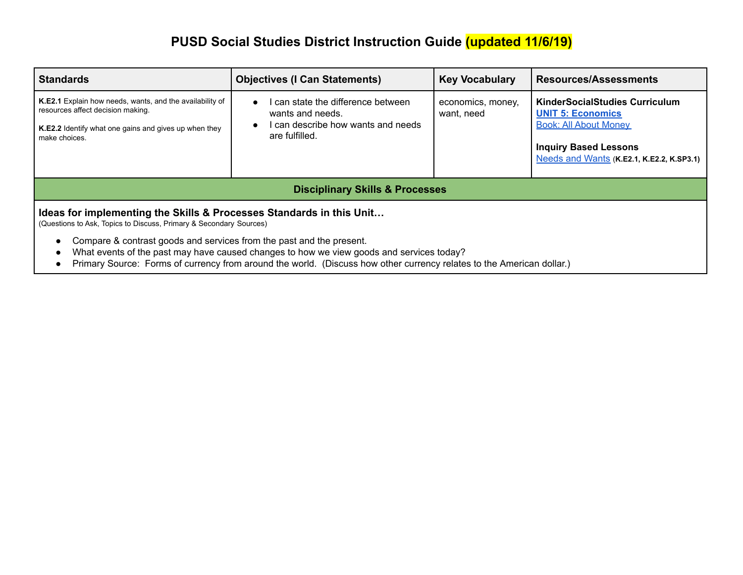# PUSD Social Studies District Instruction Guide (updated 11/6/19)

| Standards | Objectives (I Can Statements) | Key Vocabulary | Resources/Assessments |
|---|---|---|---|
| **K.E2.1** Explain how needs, wants, and the availability of resources affect decision making.<br><br>**K.E2.2** Identify what one gains and gives up when they make choices. | • I can state the difference between wants and needs.<br>• I can describe how wants and needs are fulfilled. | economics, money, want, need | **KinderSocialStudies Curriculum**<br>**UNIT 5: Economics**<br>Book: All About Money<br><br>**Inquiry Based Lessons**<br>Needs and Wants (**K.E2.1, K.E2.2, K.SP3.1**) |

## Disciplinary Skills & Processes

**Ideas for implementing the Skills & Processes Standards in this Unit…**
(Questions to Ask, Topics to Discuss, Primary & Secondary Sources)

- Compare & contrast goods and services from the past and the present.
- What events of the past may have caused changes to how we view goods and services today?
- Primary Source: Forms of currency from around the world. (Discuss how other currency relates to the American dollar.)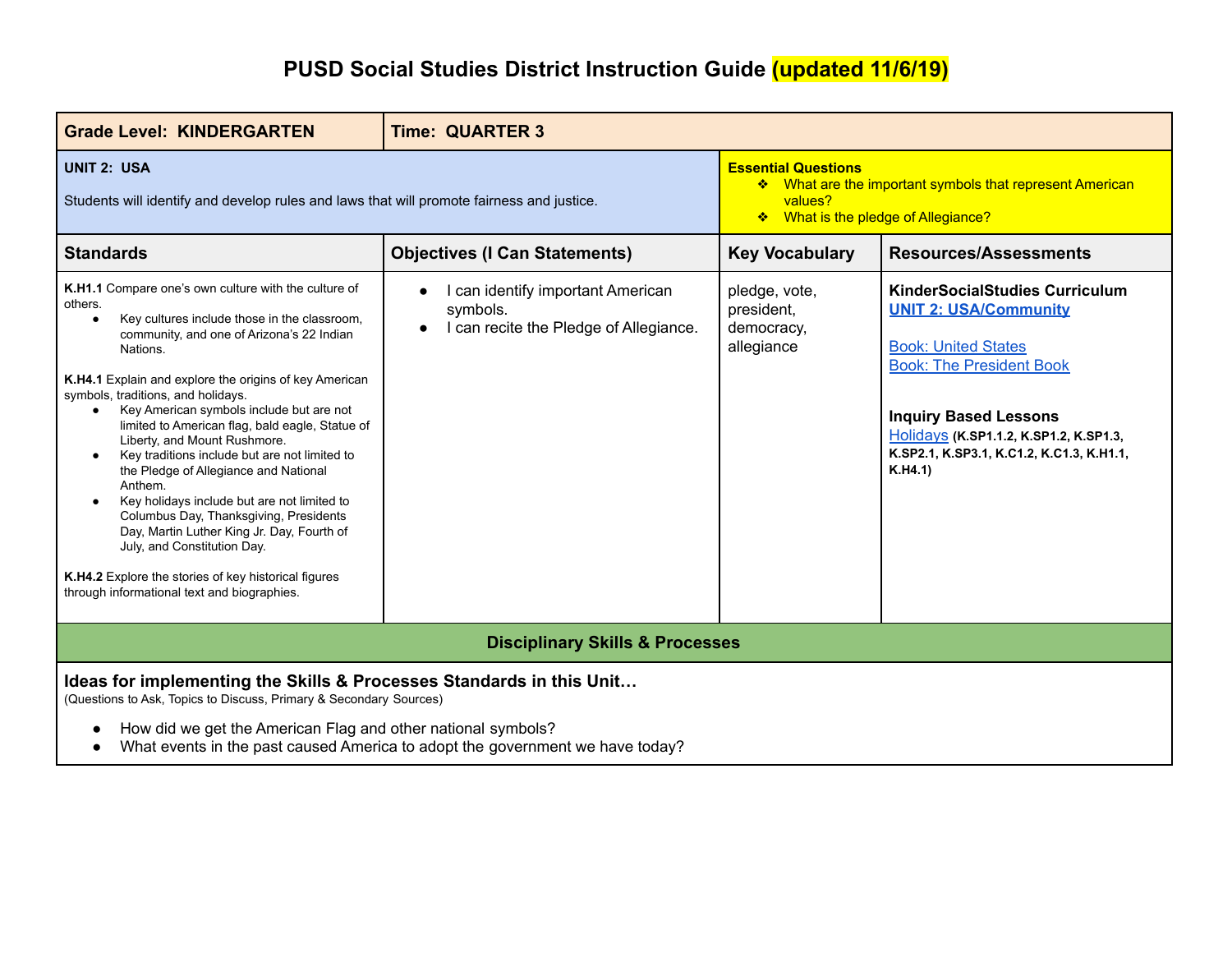# PUSD Social Studies District Instruction Guide (updated 11/6/19)

| Grade Level: KINDERGARTEN | Time: QUARTER 3 | | |
|---|---|---|---|
| **UNIT 2: USA**<br><br>Students will identify and develop rules and laws that will promote fairness and justice. | | **Essential Questions**<br>❖ What are the important symbols that represent American values?<br>❖ What is the pledge of Allegiance? | |
| **Standards** | **Objectives (I Can Statements)** | **Key Vocabulary** | **Resources/Assessments** |
| **K.H1.1** Compare one's own culture with the culture of others.<br>● Key cultures include those in the classroom, community, and one of Arizona's 22 Indian Nations.<br><br>**K.H4.1** Explain and explore the origins of key American symbols, traditions, and holidays.<br>● Key American symbols include but are not limited to American flag, bald eagle, Statue of Liberty, and Mount Rushmore.<br>● Key traditions include but are not limited to the Pledge of Allegiance and National Anthem.<br>● Key holidays include but are not limited to Columbus Day, Thanksgiving, Presidents Day, Martin Luther King Jr. Day, Fourth of July, and Constitution Day.<br><br>**K.H4.2** Explore the stories of key historical figures through informational text and biographies. | ● I can identify important American symbols.<br>● I can recite the Pledge of Allegiance. | pledge, vote, president, democracy, allegiance | **KinderSocialStudies Curriculum**<br>**UNIT 2: USA/Community**<br><br>Book: United States<br>Book: The President Book<br><br>**Inquiry Based Lessons**<br>Holidays **(K.SP1.1.2, K.SP1.2, K.SP1.3, K.SP2.1, K.SP3.1, K.C1.2, K.C1.3, K.H1.1, K.H4.1)** |

## Disciplinary Skills & Processes

**Ideas for implementing the Skills & Processes Standards in this Unit…**
(Questions to Ask, Topics to Discuss, Primary & Secondary Sources)

- How did we get the American Flag and other national symbols?
- What events in the past caused America to adopt the government we have today?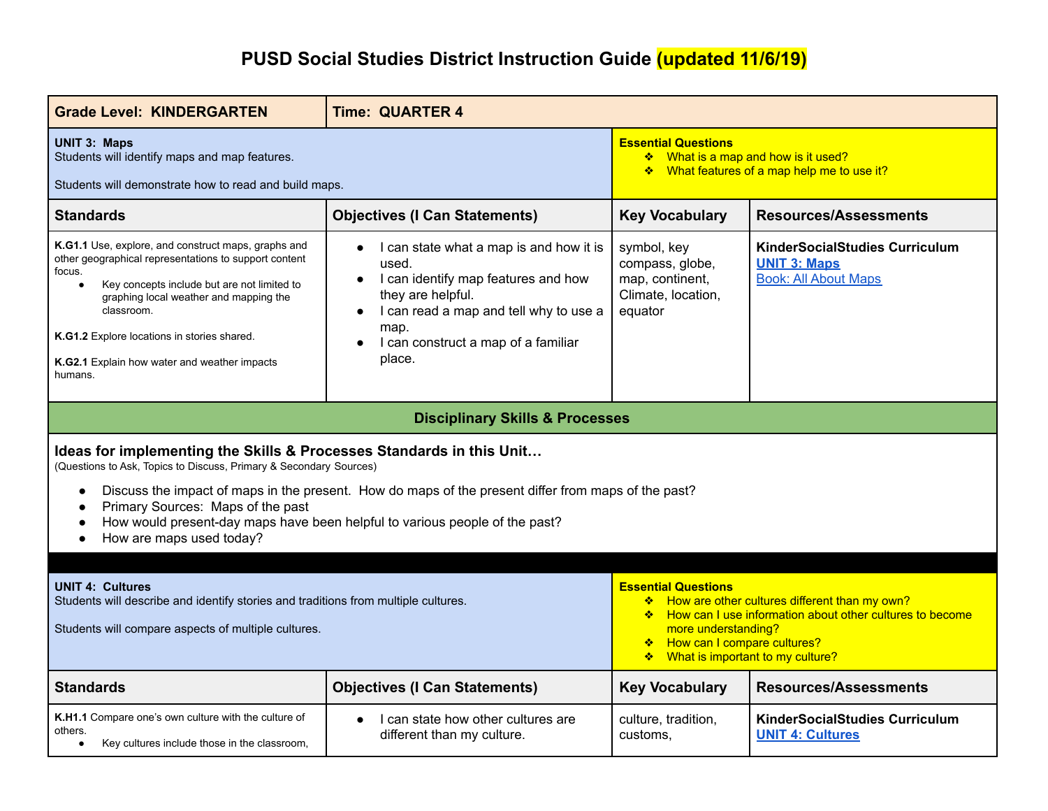# PUSD Social Studies District Instruction Guide (updated 11/6/19)

| Grade Level: KINDERGARTEN | Time: QUARTER 4 | | |
|---|---|---|---|
| **UNIT 3: Maps**<br>Students will identify maps and map features.<br><br>Students will demonstrate how to read and build maps. | | **Essential Questions**<br>❖ What is a map and how is it used?<br>❖ What features of a map help me to use it? | |
| **Standards** | **Objectives (I Can Statements)** | **Key Vocabulary** | **Resources/Assessments** |
| **K.G1.1** Use, explore, and construct maps, graphs and other geographical representations to support content focus.<br>• Key concepts include but are not limited to graphing local weather and mapping the classroom.<br><br>**K.G1.2** Explore locations in stories shared.<br><br>**K.G2.1** Explain how water and weather impacts humans. | • I can state what a map is and how it is used.<br>• I can identify map features and how they are helpful.<br>• I can read a map and tell why to use a map.<br>• I can construct a map of a familiar place. | symbol, key compass, globe, map, continent, Climate, location, equator | **KinderSocialStudies Curriculum**<br>**UNIT 3: Maps**<br>Book: All About Maps |

## Disciplinary Skills & Processes

### Ideas for implementing the Skills & Processes Standards in this Unit…

(Questions to Ask, Topics to Discuss, Primary & Secondary Sources)

- Discuss the impact of maps in the present. How do maps of the present differ from maps of the past?
- Primary Sources: Maps of the past
- How would present-day maps have been helpful to various people of the past?
- How are maps used today?

| **UNIT 4: Cultures**<br>Students will describe and identify stories and traditions from multiple cultures.<br><br>Students will compare aspects of multiple cultures. | | **Essential Questions**<br>❖ How are other cultures different than my own?<br>❖ How can I use information about other cultures to become more understanding?<br>❖ How can I compare cultures?<br>❖ What is important to my culture? | |
|---|---|---|---|
| **Standards** | **Objectives (I Can Statements)** | **Key Vocabulary** | **Resources/Assessments** |
| **K.H1.1** Compare one's own culture with the culture of others.<br>• Key cultures include those in the classroom, | • I can state how other cultures are different than my culture. | culture, tradition, customs, | **KinderSocialStudies Curriculum**<br>**UNIT 4: Cultures** |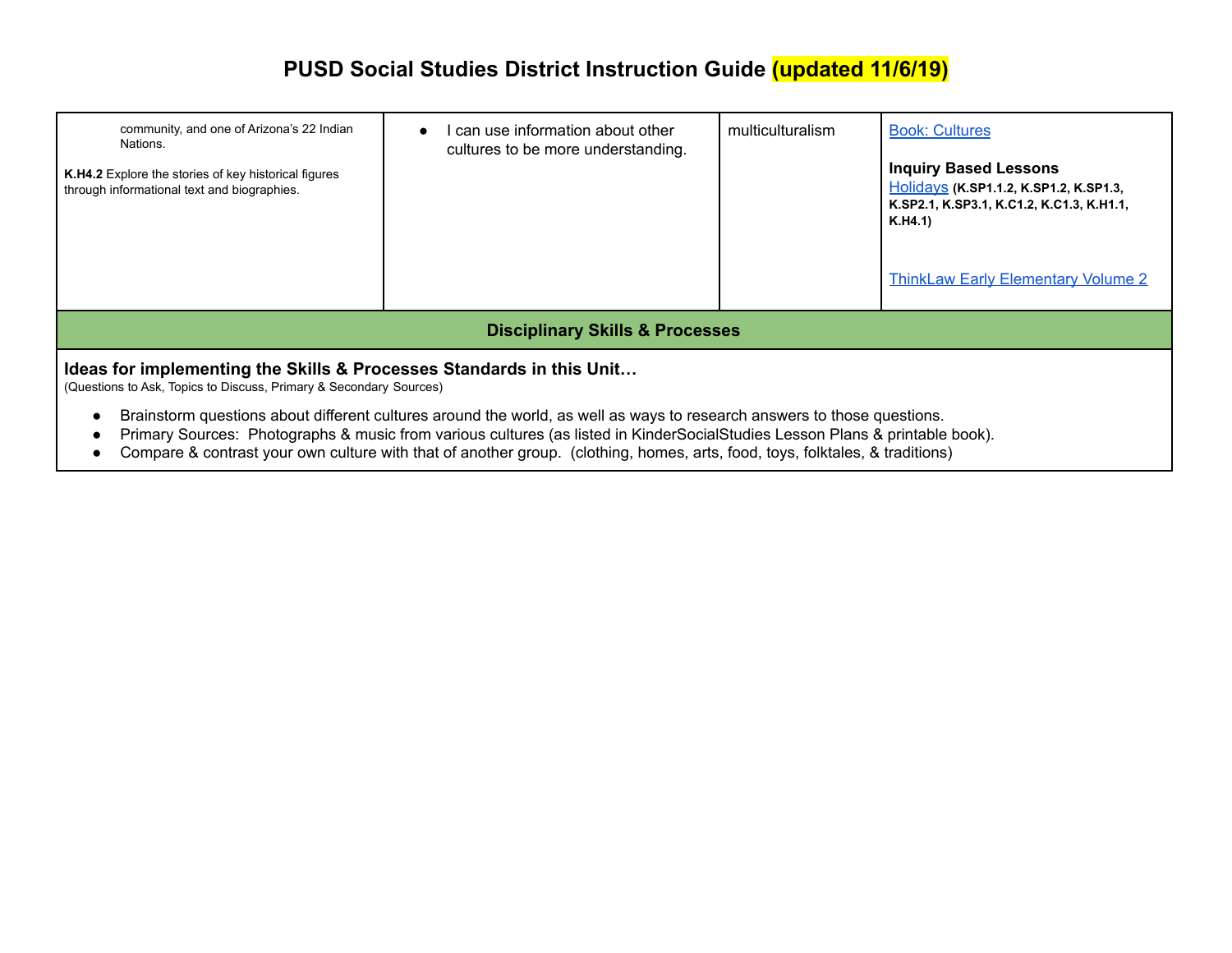# PUSD Social Studies District Instruction Guide (updated 11/6/19)

| | | | |
|---|---|---|---|
| community, and one of Arizona's 22 Indian Nations.<br><br>**K.H4.2** Explore the stories of key historical figures through informational text and biographies. | • I can use information about other cultures to be more understanding. | multiculturalism | Book: Cultures<br><br>**Inquiry Based Lessons**<br>Holidays **(K.SP1.1.2, K.SP1.2, K.SP1.3, K.SP2.1, K.SP3.1, K.C1.2, K.C1.3, K.H1.1, K.H4.1)**<br><br>ThinkLaw Early Elementary Volume 2 |

## Disciplinary Skills & Processes

**Ideas for implementing the Skills & Processes Standards in this Unit…**
(Questions to Ask, Topics to Discuss, Primary & Secondary Sources)

- Brainstorm questions about different cultures around the world, as well as ways to research answers to those questions.
- Primary Sources: Photographs & music from various cultures (as listed in KinderSocialStudies Lesson Plans & printable book).
- Compare & contrast your own culture with that of another group. (clothing, homes, arts, food, toys, folktales, & traditions)